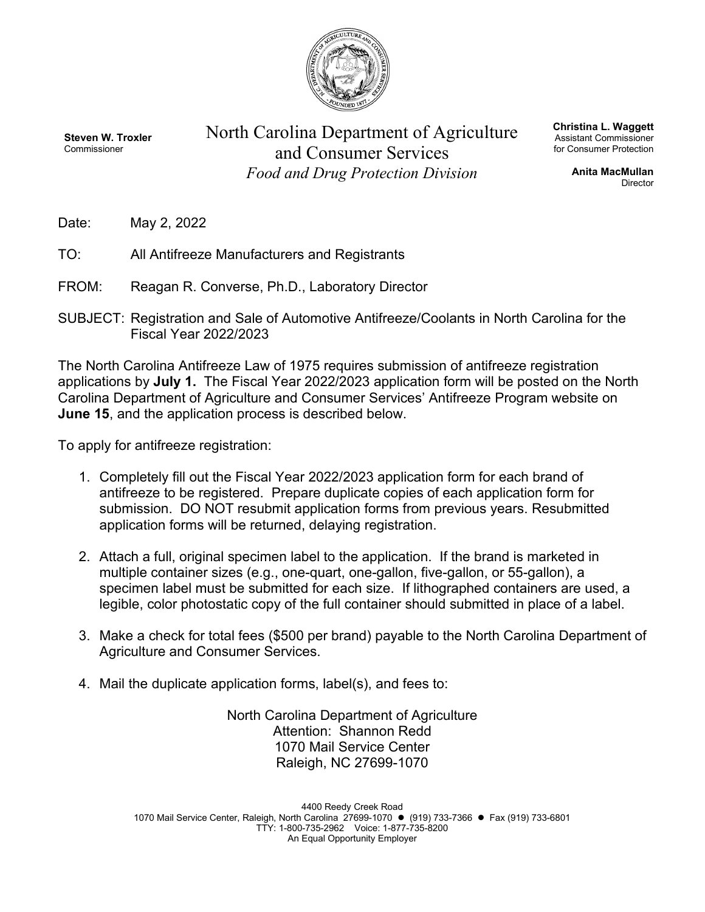**Steven W. Troxler**
Commissioner

# North Carolina Department of Agriculture and Consumer Services

*Food and Drug Protection Division*

**Christina L. Waggett**
Assistant Commissioner
for Consumer Protection

**Anita MacMullan**
Director

Date: May 2, 2022

TO: All Antifreeze Manufacturers and Registrants

FROM: Reagan R. Converse, Ph.D., Laboratory Director

SUBJECT: Registration and Sale of Automotive Antifreeze/Coolants in North Carolina for the Fiscal Year 2022/2023

The North Carolina Antifreeze Law of 1975 requires submission of antifreeze registration applications by **July 1.** The Fiscal Year 2022/2023 application form will be posted on the North Carolina Department of Agriculture and Consumer Services' Antifreeze Program website on **June 15**, and the application process is described below.

To apply for antifreeze registration:

1. Completely fill out the Fiscal Year 2022/2023 application form for each brand of antifreeze to be registered. Prepare duplicate copies of each application form for submission. DO NOT resubmit application forms from previous years. Resubmitted application forms will be returned, delaying registration.

2. Attach a full, original specimen label to the application. If the brand is marketed in multiple container sizes (e.g., one-quart, one-gallon, five-gallon, or 55-gallon), a specimen label must be submitted for each size. If lithographed containers are used, a legible, color photostatic copy of the full container should submitted in place of a label.

3. Make a check for total fees ($500 per brand) payable to the North Carolina Department of Agriculture and Consumer Services.

4. Mail the duplicate application forms, label(s), and fees to:

North Carolina Department of Agriculture
Attention: Shannon Redd
1070 Mail Service Center
Raleigh, NC 27699-1070

4400 Reedy Creek Road
1070 Mail Service Center, Raleigh, North Carolina 27699-1070 ● (919) 733-7366 ● Fax (919) 733-6801
TTY: 1-800-735-2962 Voice: 1-877-735-8200
An Equal Opportunity Employer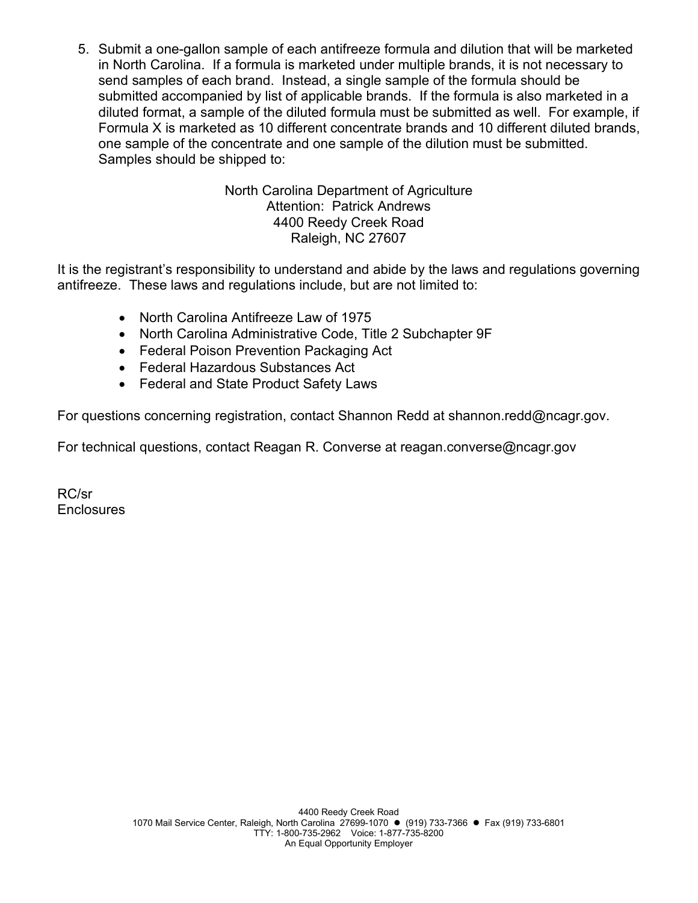5. Submit a one-gallon sample of each antifreeze formula and dilution that will be marketed in North Carolina. If a formula is marketed under multiple brands, it is not necessary to send samples of each brand. Instead, a single sample of the formula should be submitted accompanied by list of applicable brands. If the formula is also marketed in a diluted format, a sample of the diluted formula must be submitted as well. For example, if Formula X is marketed as 10 different concentrate brands and 10 different diluted brands, one sample of the concentrate and one sample of the dilution must be submitted. Samples should be shipped to:

   North Carolina Department of Agriculture
   Attention: Patrick Andrews
   4400 Reedy Creek Road
   Raleigh, NC 27607

It is the registrant's responsibility to understand and abide by the laws and regulations governing antifreeze. These laws and regulations include, but are not limited to:

- North Carolina Antifreeze Law of 1975
- North Carolina Administrative Code, Title 2 Subchapter 9F
- Federal Poison Prevention Packaging Act
- Federal Hazardous Substances Act
- Federal and State Product Safety Laws

For questions concerning registration, contact Shannon Redd at shannon.redd@ncagr.gov.

For technical questions, contact Reagan R. Converse at reagan.converse@ncagr.gov

RC/sr
Enclosures

4400 Reedy Creek Road
1070 Mail Service Center, Raleigh, North Carolina 27699-1070 ● (919) 733-7366 ● Fax (919) 733-6801
TTY: 1-800-735-2962 Voice: 1-877-735-8200
An Equal Opportunity Employer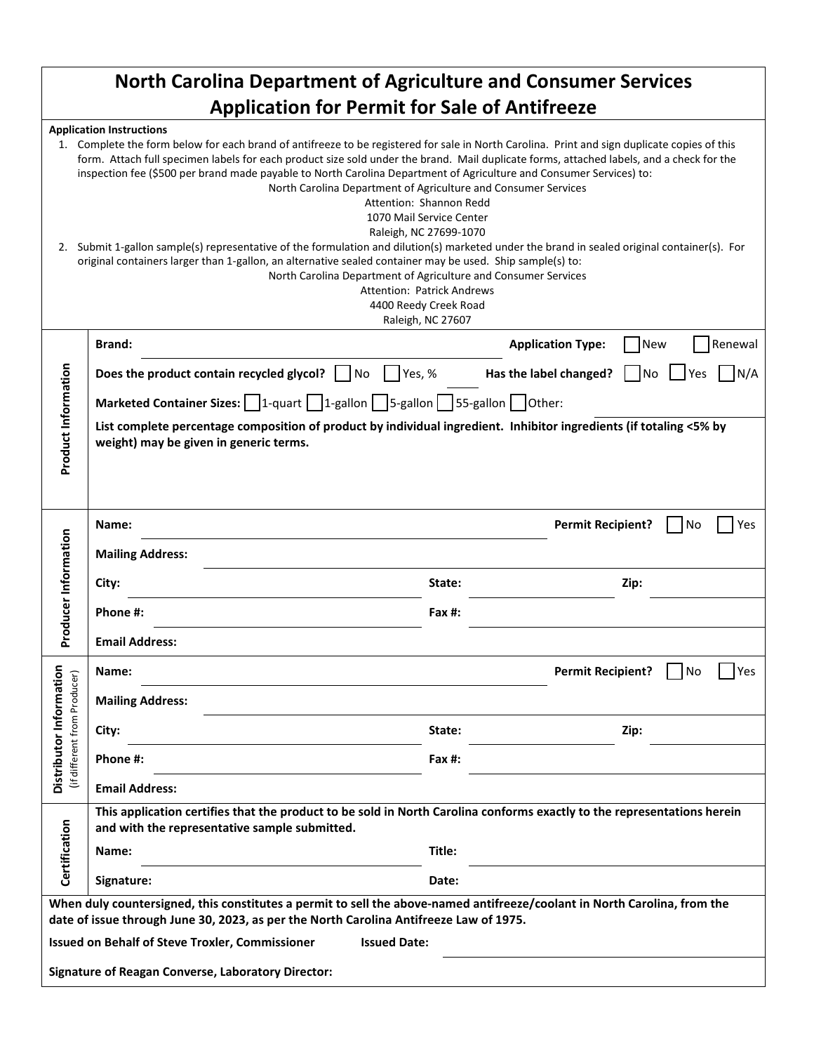# North Carolina Department of Agriculture and Consumer Services
# Application for Permit for Sale of Antifreeze

**Application Instructions**

1. Complete the form below for each brand of antifreeze to be registered for sale in North Carolina. Print and sign duplicate copies of this form. Attach full specimen labels for each product size sold under the brand. Mail duplicate forms, attached labels, and a check for the inspection fee ($500 per brand made payable to North Carolina Department of Agriculture and Consumer Services) to:

   North Carolina Department of Agriculture and Consumer Services
   Attention: Shannon Redd
   1070 Mail Service Center
   Raleigh, NC 27699-1070

2. Submit 1-gallon sample(s) representative of the formulation and dilution(s) marketed under the brand in sealed original container(s). For original containers larger than 1-gallon, an alternative sealed container may be used. Ship sample(s) to:

   North Carolina Department of Agriculture and Consumer Services
   Attention: Patrick Andrews
   4400 Reedy Creek Road
   Raleigh, NC 27607

## Product Information

**Brand:** ____________________ **Application Type:** ☐ New ☐ Renewal

**Does the product contain recycled glycol?** ☐ No ☐ Yes, % ____ **Has the label changed?** ☐ No ☐ Yes ☐ N/A

**Marketed Container Sizes:** ☐ 1-quart ☐ 1-gallon ☐ 5-gallon ☐ 55-gallon ☐ Other: ____________________

**List complete percentage composition of product by individual ingredient. Inhibitor ingredients (if totaling <5% by weight) may be given in generic terms.**

## Producer Information

**Name:** ____________________ **Permit Recipient?** ☐ No ☐ Yes

**Mailing Address:** ____________________

**City:** ____________________ **State:** ____________________ **Zip:** ____________________

**Phone #:** ____________________ **Fax #:** ____________________

**Email Address:** ____________________

## Distributor Information (if different from Producer)

**Name:** ____________________ **Permit Recipient?** ☐ No ☐ Yes

**Mailing Address:** ____________________

**City:** ____________________ **State:** ____________________ **Zip:** ____________________

**Phone #:** ____________________ **Fax #:** ____________________

**Email Address:** ____________________

## Certification

**This application certifies that the product to be sold in North Carolina conforms exactly to the representations herein and with the representative sample submitted.**

**Name:** ____________________ **Title:** ____________________

**Signature:** ____________________ **Date:** ____________________

**When duly countersigned, this constitutes a permit to sell the above-named antifreeze/coolant in North Carolina, from the date of issue through June 30, 2023, as per the North Carolina Antifreeze Law of 1975.**

**Issued on Behalf of Steve Troxler, Commissioner** **Issued Date:** ____________________

**Signature of Reagan Converse, Laboratory Director:** ____________________